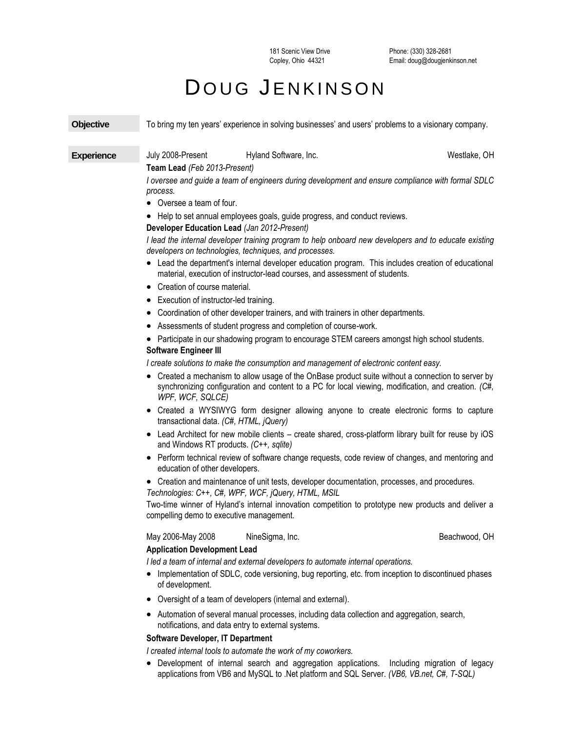181 Scenic View Drive
Copley, Ohio 44321

Phone: (330) 328-2681
Email: doug@dougjenkinson.net

# DOUG JENKINSON

## Objective

To bring my ten years' experience in solving businesses' and users' problems to a visionary company.

## Experience

July 2008-Present | Hyland Software, Inc. | Westlake, OH

**Team Lead** *(Feb 2013-Present)*

*I oversee and guide a team of engineers during development and ensure compliance with formal SDLC process.*

- Oversee a team of four.
- Help to set annual employees goals, guide progress, and conduct reviews.

**Developer Education Lead** *(Jan 2012-Present)*

*I lead the internal developer training program to help onboard new developers and to educate existing developers on technologies, techniques, and processes.*

- Lead the department's internal developer education program. This includes creation of educational material, execution of instructor-lead courses, and assessment of students.
- Creation of course material.
- Execution of instructor-led training.
- Coordination of other developer trainers, and with trainers in other departments.
- Assessments of student progress and completion of course-work.
- Participate in our shadowing program to encourage STEM careers amongst high school students.

**Software Engineer III**

*I create solutions to make the consumption and management of electronic content easy.*

- Created a mechanism to allow usage of the OnBase product suite without a connection to server by synchronizing configuration and content to a PC for local viewing, modification, and creation. *(C#, WPF, WCF, SQLCE)*
- Created a WYSIWYG form designer allowing anyone to create electronic forms to capture transactional data. *(C#, HTML, jQuery)*
- Lead Architect for new mobile clients – create shared, cross-platform library built for reuse by iOS and Windows RT products. *(C++, sqlite)*
- Perform technical review of software change requests, code review of changes, and mentoring and education of other developers.
- Creation and maintenance of unit tests, developer documentation, processes, and procedures.

*Technologies: C++, C#, WPF, WCF, jQuery, HTML, MSIL*

Two-time winner of Hyland's internal innovation competition to prototype new products and deliver a compelling demo to executive management.

May 2006-May 2008 | NineSigma, Inc. | Beachwood, OH

**Application Development Lead**

*I led a team of internal and external developers to automate internal operations.*

- Implementation of SDLC, code versioning, bug reporting, etc. from inception to discontinued phases of development.
- Oversight of a team of developers (internal and external).
- Automation of several manual processes, including data collection and aggregation, search, notifications, and data entry to external systems.

**Software Developer, IT Department**

*I created internal tools to automate the work of my coworkers.*

- Development of internal search and aggregation applications. Including migration of legacy applications from VB6 and MySQL to .Net platform and SQL Server. *(VB6, VB.net, C#, T-SQL)*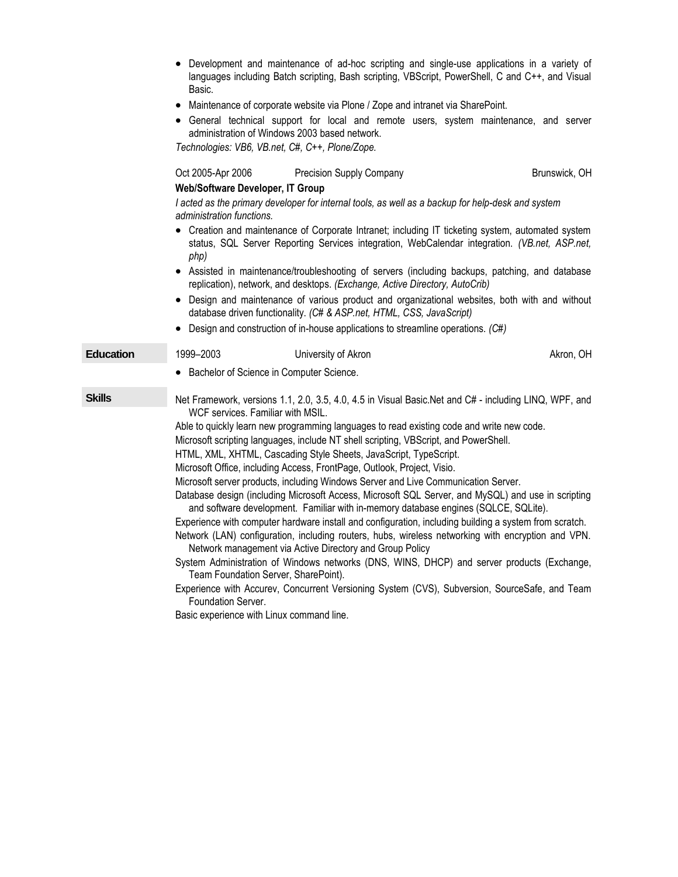- Development and maintenance of ad-hoc scripting and single-use applications in a variety of languages including Batch scripting, Bash scripting, VBScript, PowerShell, C and C++, and Visual Basic.
- Maintenance of corporate website via Plone / Zope and intranet via SharePoint.
- General technical support for local and remote users, system maintenance, and server administration of Windows 2003 based network.

*Technologies: VB6, VB.net, C#, C++, Plone/Zope.*

Oct 2005-Apr 2006 — Precision Supply Company — Brunswick, OH

**Web/Software Developer, IT Group**

*I acted as the primary developer for internal tools, as well as a backup for help-desk and system administration functions.*

- Creation and maintenance of Corporate Intranet; including IT ticketing system, automated system status, SQL Server Reporting Services integration, WebCalendar integration. *(VB.net, ASP.net, php)*
- Assisted in maintenance/troubleshooting of servers (including backups, patching, and database replication), network, and desktops. *(Exchange, Active Directory, AutoCrib)*
- Design and maintenance of various product and organizational websites, both with and without database driven functionality. *(C# & ASP.net, HTML, CSS, JavaScript)*
- Design and construction of in-house applications to streamline operations. *(C#)*

## Education

1999–2003 — University of Akron — Akron, OH

- Bachelor of Science in Computer Science.

## Skills

Net Framework, versions 1.1, 2.0, 3.5, 4.0, 4.5 in Visual Basic.Net and C# - including LINQ, WPF, and WCF services. Familiar with MSIL.

Able to quickly learn new programming languages to read existing code and write new code.

Microsoft scripting languages, include NT shell scripting, VBScript, and PowerShell.

HTML, XML, XHTML, Cascading Style Sheets, JavaScript, TypeScript.

Microsoft Office, including Access, FrontPage, Outlook, Project, Visio.

Microsoft server products, including Windows Server and Live Communication Server.

Database design (including Microsoft Access, Microsoft SQL Server, and MySQL) and use in scripting and software development. Familiar with in-memory database engines (SQLCE, SQLite).

Experience with computer hardware install and configuration, including building a system from scratch.

Network (LAN) configuration, including routers, hubs, wireless networking with encryption and VPN. Network management via Active Directory and Group Policy

System Administration of Windows networks (DNS, WINS, DHCP) and server products (Exchange, Team Foundation Server, SharePoint).

Experience with Accurev, Concurrent Versioning System (CVS), Subversion, SourceSafe, and Team Foundation Server.

Basic experience with Linux command line.